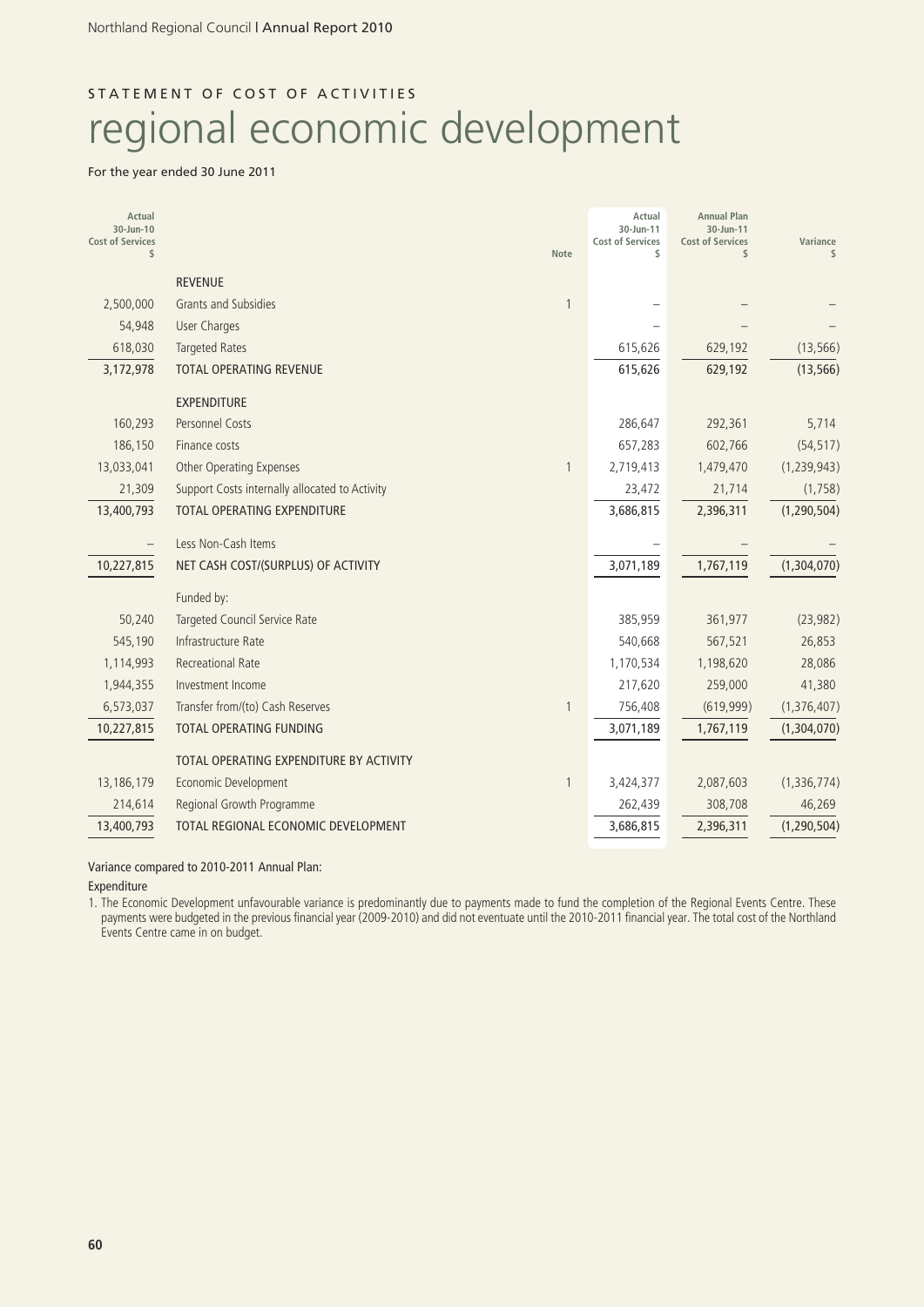## STATEMENT OF COST OF ACTIVITIES

# regional economic development

For the year ended 30 June 2011

| Actual 30-Jun-10 Cost of Services $ | | Note | Actual 30-Jun-11 Cost of Services $ | Annual Plan 30-Jun-11 Cost of Services $ | Variance $ |
|---|---|---|---|---|---|
| | **REVENUE** | | | | |
| 2,500,000 | Grants and Subsidies | 1 | – | – | – |
| 54,948 | User Charges | | – | – | – |
| 618,030 | Targeted Rates | | 615,626 | 629,192 | (13,566) |
| 3,172,978 | TOTAL OPERATING REVENUE | | 615,626 | 629,192 | (13,566) |
| | **EXPENDITURE** | | | | |
| 160,293 | Personnel Costs | | 286,647 | 292,361 | 5,714 |
| 186,150 | Finance costs | | 657,283 | 602,766 | (54,517) |
| 13,033,041 | Other Operating Expenses | 1 | 2,719,413 | 1,479,470 | (1,239,943) |
| 21,309 | Support Costs internally allocated to Activity | | 23,472 | 21,714 | (1,758) |
| 13,400,793 | TOTAL OPERATING EXPENDITURE | | 3,686,815 | 2,396,311 | (1,290,504) |
| – | Less Non-Cash Items | | – | – | – |
| 10,227,815 | NET CASH COST/(SURPLUS) OF ACTIVITY | | 3,071,189 | 1,767,119 | (1,304,070) |
| | Funded by: | | | | |
| 50,240 | Targeted Council Service Rate | | 385,959 | 361,977 | (23,982) |
| 545,190 | Infrastructure Rate | | 540,668 | 567,521 | 26,853 |
| 1,114,993 | Recreational Rate | | 1,170,534 | 1,198,620 | 28,086 |
| 1,944,355 | Investment Income | | 217,620 | 259,000 | 41,380 |
| 6,573,037 | Transfer from/(to) Cash Reserves | 1 | 756,408 | (619,999) | (1,376,407) |
| 10,227,815 | TOTAL OPERATING FUNDING | | 3,071,189 | 1,767,119 | (1,304,070) |
| | TOTAL OPERATING EXPENDITURE BY ACTIVITY | | | | |
| 13,186,179 | Economic Development | 1 | 3,424,377 | 2,087,603 | (1,336,774) |
| 214,614 | Regional Growth Programme | | 262,439 | 308,708 | 46,269 |
| 13,400,793 | TOTAL REGIONAL ECONOMIC DEVELOPMENT | | 3,686,815 | 2,396,311 | (1,290,504) |

Variance compared to 2010-2011 Annual Plan:

Expenditure

1. The Economic Development unfavourable variance is predominantly due to payments made to fund the completion of the Regional Events Centre. These payments were budgeted in the previous financial year (2009-2010) and did not eventuate until the 2010-2011 financial year. The total cost of the Northland Events Centre came in on budget.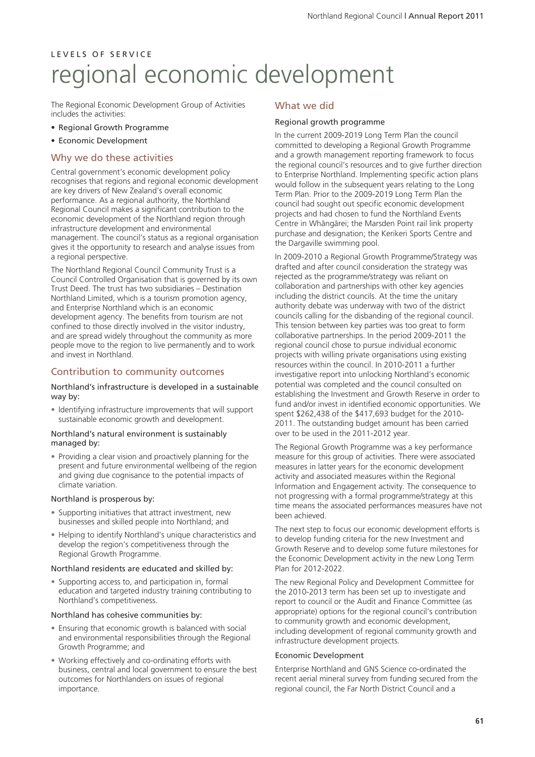LEVELS OF SERVICE

# regional economic development

The Regional Economic Development Group of Activities includes the activities:

- Regional Growth Programme
- Economic Development

## Why we do these activities

Central government's economic development policy recognises that regions and regional economic development are key drivers of New Zealand's overall economic performance. As a regional authority, the Northland Regional Council makes a significant contribution to the economic development of the Northland region through infrastructure development and environmental management. The council's status as a regional organisation gives it the opportunity to research and analyse issues from a regional perspective.

The Northland Regional Council Community Trust is a Council Controlled Organisation that is governed by its own Trust Deed. The trust has two subsidiaries – Destination Northland Limited, which is a tourism promotion agency, and Enterprise Northland which is an economic development agency. The benefits from tourism are not confined to those directly involved in the visitor industry, and are spread widely throughout the community as more people move to the region to live permanently and to work and invest in Northland.

## Contribution to community outcomes

### Northland's infrastructure is developed in a sustainable way by:

- Identifying infrastructure improvements that will support sustainable economic growth and development.

### Northland's natural environment is sustainably managed by:

- Providing a clear vision and proactively planning for the present and future environmental wellbeing of the region and giving due cognisance to the potential impacts of climate variation.

### Northland is prosperous by:

- Supporting initiatives that attract investment, new businesses and skilled people into Northland; and
- Helping to identify Northland's unique characteristics and develop the region's competitiveness through the Regional Growth Programme.

### Northland residents are educated and skilled by:

- Supporting access to, and participation in, formal education and targeted industry training contributing to Northland's competitiveness.

### Northland has cohesive communities by:

- Ensuring that economic growth is balanced with social and environmental responsibilities through the Regional Growth Programme; and
- Working effectively and co-ordinating efforts with business, central and local government to ensure the best outcomes for Northlanders on issues of regional importance.

## What we did

### Regional growth programme

In the current 2009-2019 Long Term Plan the council committed to developing a Regional Growth Programme and a growth management reporting framework to focus the regional council's resources and to give further direction to Enterprise Northland. Implementing specific action plans would follow in the subsequent years relating to the Long Term Plan. Prior to the 2009-2019 Long Term Plan the council had sought out specific economic development projects and had chosen to fund the Northland Events Centre in Whāngārei; the Marsden Point rail link property purchase and designation; the Kerikeri Sports Centre and the Dargaville swimming pool.

In 2009-2010 a Regional Growth Programme/Strategy was drafted and after council consideration the strategy was rejected as the programme/strategy was reliant on collaboration and partnerships with other key agencies including the district councils. At the time the unitary authority debate was underway with two of the district councils calling for the disbanding of the regional council. This tension between key parties was too great to form collaborative partnerships. In the period 2009-2011 the regional council chose to pursue individual economic projects with willing private organisations using existing resources within the council. In 2010-2011 a further investigative report into unlocking Northland's economic potential was completed and the council consulted on establishing the Investment and Growth Reserve in order to fund and/or invest in identified economic opportunities. We spent $262,438 of the $417,693 budget for the 2010-2011. The outstanding budget amount has been carried over to be used in the 2011-2012 year.

The Regional Growth Programme was a key performance measure for this group of activities. There were associated measures in latter years for the economic development activity and associated measures within the Regional Information and Engagement activity. The consequence to not progressing with a formal programme/strategy at this time means the associated performances measures have not been achieved.

The next step to focus our economic development efforts is to develop funding criteria for the new Investment and Growth Reserve and to develop some future milestones for the Economic Development activity in the new Long Term Plan for 2012-2022.

The new Regional Policy and Development Committee for the 2010-2013 term has been set up to investigate and report to council or the Audit and Finance Committee (as appropriate) options for the regional council's contribution to community growth and economic development, including development of regional community growth and infrastructure development projects.

### Economic Development

Enterprise Northland and GNS Science co-ordinated the recent aerial mineral survey from funding secured from the regional council, the Far North District Council and a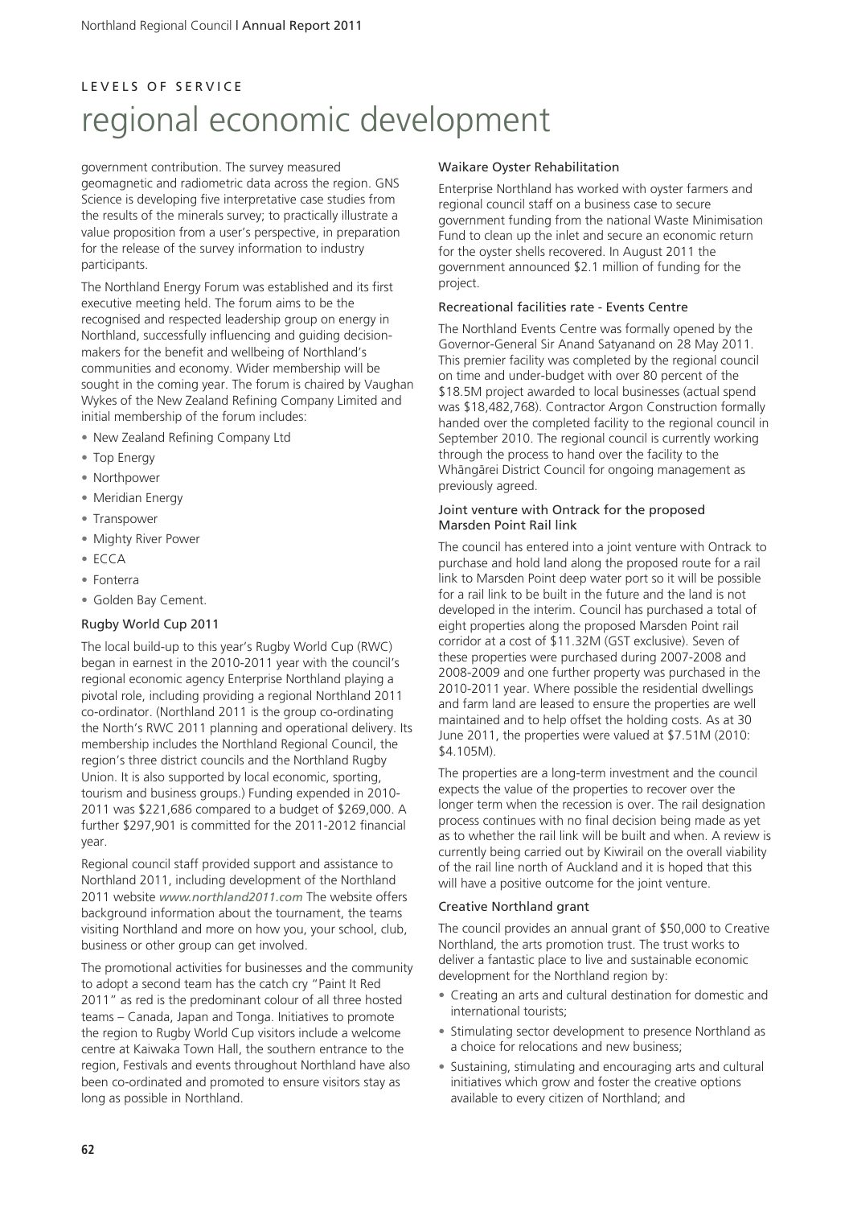LEVELS OF SERVICE

# regional economic development

government contribution. The survey measured geomagnetic and radiometric data across the region. GNS Science is developing five interpretative case studies from the results of the minerals survey; to practically illustrate a value proposition from a user's perspective, in preparation for the release of the survey information to industry participants.

The Northland Energy Forum was established and its first executive meeting held. The forum aims to be the recognised and respected leadership group on energy in Northland, successfully influencing and guiding decision-makers for the benefit and wellbeing of Northland's communities and economy. Wider membership will be sought in the coming year. The forum is chaired by Vaughan Wykes of the New Zealand Refining Company Limited and initial membership of the forum includes:

- New Zealand Refining Company Ltd
- Top Energy
- Northpower
- Meridian Energy
- Transpower
- Mighty River Power
- ECCA
- Fonterra
- Golden Bay Cement.

### Rugby World Cup 2011

The local build-up to this year's Rugby World Cup (RWC) began in earnest in the 2010-2011 year with the council's regional economic agency Enterprise Northland playing a pivotal role, including providing a regional Northland 2011 co-ordinator. (Northland 2011 is the group co-ordinating the North's RWC 2011 planning and operational delivery. Its membership includes the Northland Regional Council, the region's three district councils and the Northland Rugby Union. It is also supported by local economic, sporting, tourism and business groups.) Funding expended in 2010-2011 was $221,686 compared to a budget of $269,000. A further $297,901 is committed for the 2011-2012 financial year.

Regional council staff provided support and assistance to Northland 2011, including development of the Northland 2011 website *www.northland2011.com* The website offers background information about the tournament, the teams visiting Northland and more on how you, your school, club, business or other group can get involved.

The promotional activities for businesses and the community to adopt a second team has the catch cry "Paint It Red 2011" as red is the predominant colour of all three hosted teams – Canada, Japan and Tonga. Initiatives to promote the region to Rugby World Cup visitors include a welcome centre at Kaiwaka Town Hall, the southern entrance to the region, Festivals and events throughout Northland have also been co-ordinated and promoted to ensure visitors stay as long as possible in Northland.

### Waikare Oyster Rehabilitation

Enterprise Northland has worked with oyster farmers and regional council staff on a business case to secure government funding from the national Waste Minimisation Fund to clean up the inlet and secure an economic return for the oyster shells recovered. In August 2011 the government announced $2.1 million of funding for the project.

### Recreational facilities rate - Events Centre

The Northland Events Centre was formally opened by the Governor-General Sir Anand Satyanand on 28 May 2011. This premier facility was completed by the regional council on time and under-budget with over 80 percent of the $18.5M project awarded to local businesses (actual spend was $18,482,768). Contractor Argon Construction formally handed over the completed facility to the regional council in September 2010. The regional council is currently working through the process to hand over the facility to the Whāngārei District Council for ongoing management as previously agreed.

### Joint venture with Ontrack for the proposed Marsden Point Rail link

The council has entered into a joint venture with Ontrack to purchase and hold land along the proposed route for a rail link to Marsden Point deep water port so it will be possible for a rail link to be built in the future and the land is not developed in the interim. Council has purchased a total of eight properties along the proposed Marsden Point rail corridor at a cost of $11.32M (GST exclusive). Seven of these properties were purchased during 2007-2008 and 2008-2009 and one further property was purchased in the 2010-2011 year. Where possible the residential dwellings and farm land are leased to ensure the properties are well maintained and to help offset the holding costs. As at 30 June 2011, the properties were valued at $7.51M (2010: $4.105M).

The properties are a long-term investment and the council expects the value of the properties to recover over the longer term when the recession is over. The rail designation process continues with no final decision being made as yet as to whether the rail link will be built and when. A review is currently being carried out by Kiwirail on the overall viability of the rail line north of Auckland and it is hoped that this will have a positive outcome for the joint venture.

### Creative Northland grant

The council provides an annual grant of $50,000 to Creative Northland, the arts promotion trust. The trust works to deliver a fantastic place to live and sustainable economic development for the Northland region by:

- Creating an arts and cultural destination for domestic and international tourists;
- Stimulating sector development to presence Northland as a choice for relocations and new business;
- Sustaining, stimulating and encouraging arts and cultural initiatives which grow and foster the creative options available to every citizen of Northland; and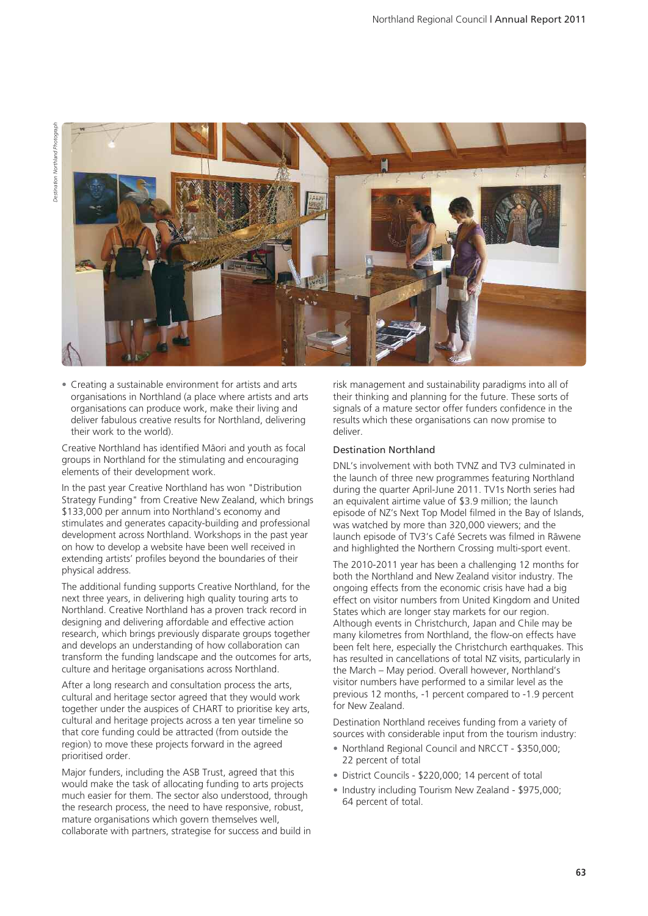*Destination Northland Photograph*

- Creating a sustainable environment for artists and arts organisations in Northland (a place where artists and arts organisations can produce work, make their living and deliver fabulous creative results for Northland, delivering their work to the world).

Creative Northland has identified Māori and youth as focal groups in Northland for the stimulating and encouraging elements of their development work.

In the past year Creative Northland has won "Distribution Strategy Funding" from Creative New Zealand, which brings $133,000 per annum into Northland's economy and stimulates and generates capacity-building and professional development across Northland. Workshops in the past year on how to develop a website have been well received in extending artists' profiles beyond the boundaries of their physical address.

The additional funding supports Creative Northland, for the next three years, in delivering high quality touring arts to Northland. Creative Northland has a proven track record in designing and delivering affordable and effective action research, which brings previously disparate groups together and develops an understanding of how collaboration can transform the funding landscape and the outcomes for arts, culture and heritage organisations across Northland.

After a long research and consultation process the arts, cultural and heritage sector agreed that they would work together under the auspices of CHART to prioritise key arts, cultural and heritage projects across a ten year timeline so that core funding could be attracted (from outside the region) to move these projects forward in the agreed prioritised order.

Major funders, including the ASB Trust, agreed that this would make the task of allocating funding to arts projects much easier for them. The sector also understood, through the research process, the need to have responsive, robust, mature organisations which govern themselves well, collaborate with partners, strategise for success and build in risk management and sustainability paradigms into all of their thinking and planning for the future. These sorts of signals of a mature sector offer funders confidence in the results which these organisations can now promise to deliver.

### Destination Northland

DNL's involvement with both TVNZ and TV3 culminated in the launch of three new programmes featuring Northland during the quarter April-June 2011. TV1s North series had an equivalent airtime value of $3.9 million; the launch episode of NZ's Next Top Model filmed in the Bay of Islands, was watched by more than 320,000 viewers; and the launch episode of TV3's Café Secrets was filmed in Rāwene and highlighted the Northern Crossing multi-sport event.

The 2010-2011 year has been a challenging 12 months for both the Northland and New Zealand visitor industry. The ongoing effects from the economic crisis have had a big effect on visitor numbers from United Kingdom and United States which are longer stay markets for our region. Although events in Christchurch, Japan and Chile may be many kilometres from Northland, the flow-on effects have been felt here, especially the Christchurch earthquakes. This has resulted in cancellations of total NZ visits, particularly in the March – May period. Overall however, Northland's visitor numbers have performed to a similar level as the previous 12 months, -1 percent compared to -1.9 percent for New Zealand.

Destination Northland receives funding from a variety of sources with considerable input from the tourism industry:

- Northland Regional Council and NRCCT - $350,000; 22 percent of total
- District Councils - $220,000; 14 percent of total
- Industry including Tourism New Zealand - $975,000; 64 percent of total.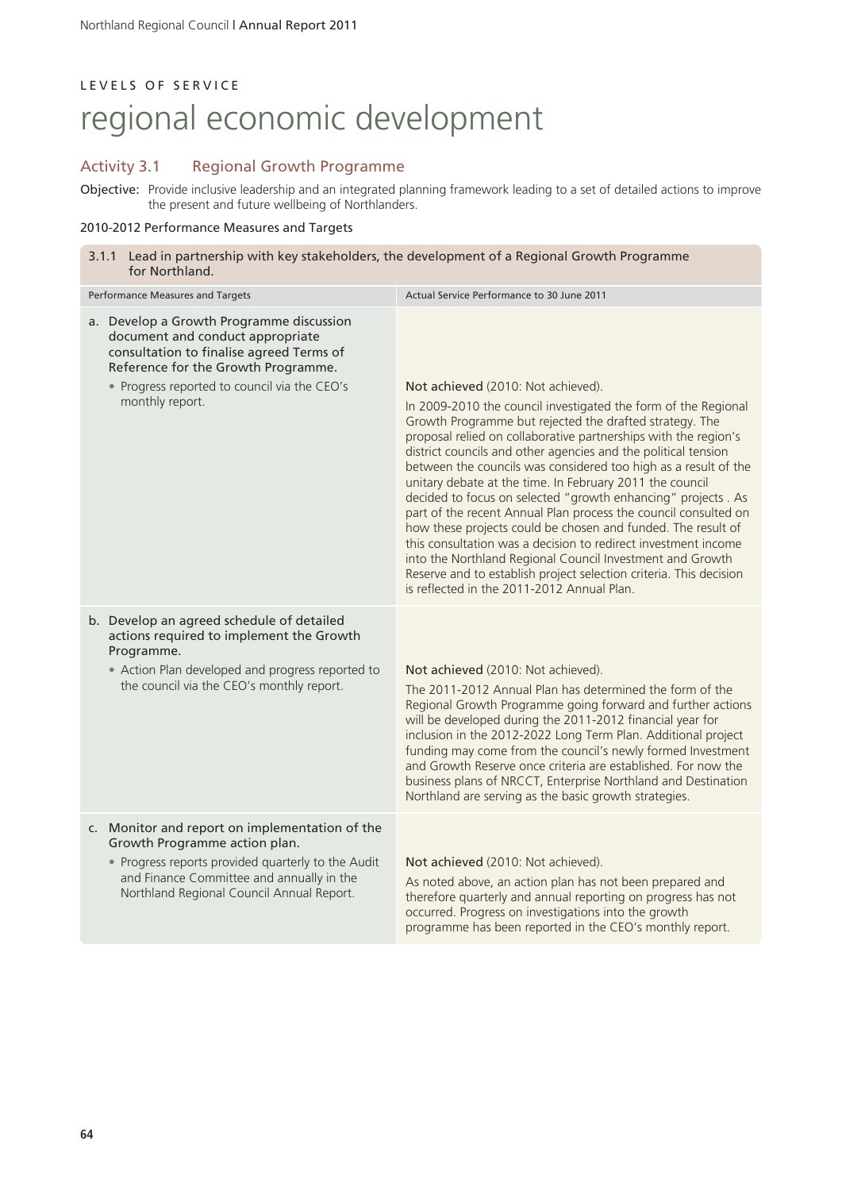LEVELS OF SERVICE

# regional economic development

## Activity 3.1 Regional Growth Programme

**Objective:** Provide inclusive leadership and an integrated planning framework leading to a set of detailed actions to improve the present and future wellbeing of Northlanders.

### 2010-2012 Performance Measures and Targets

| 3.1.1 Lead in partnership with key stakeholders, the development of a Regional Growth Programme for Northland. | |
|---|---|
| **Performance Measures and Targets** | **Actual Service Performance to 30 June 2011** |
| a. Develop a Growth Programme discussion document and conduct appropriate consultation to finalise agreed Terms of Reference for the Growth Programme.<br>• Progress reported to council via the CEO's monthly report. | Not achieved (2010: Not achieved).<br>In 2009-2010 the council investigated the form of the Regional Growth Programme but rejected the drafted strategy. The proposal relied on collaborative partnerships with the region's district councils and other agencies and the political tension between the councils was considered too high as a result of the unitary debate at the time. In February 2011 the council decided to focus on selected "growth enhancing" projects . As part of the recent Annual Plan process the council consulted on how these projects could be chosen and funded. The result of this consultation was a decision to redirect investment income into the Northland Regional Council Investment and Growth Reserve and to establish project selection criteria. This decision is reflected in the 2011-2012 Annual Plan. |
| b. Develop an agreed schedule of detailed actions required to implement the Growth Programme.<br>• Action Plan developed and progress reported to the council via the CEO's monthly report. | Not achieved (2010: Not achieved).<br>The 2011-2012 Annual Plan has determined the form of the Regional Growth Programme going forward and further actions will be developed during the 2011-2012 financial year for inclusion in the 2012-2022 Long Term Plan. Additional project funding may come from the council's newly formed Investment and Growth Reserve once criteria are established. For now the business plans of NRCCT, Enterprise Northland and Destination Northland are serving as the basic growth strategies. |
| c. Monitor and report on implementation of the Growth Programme action plan.<br>• Progress reports provided quarterly to the Audit and Finance Committee and annually in the Northland Regional Council Annual Report. | Not achieved (2010: Not achieved).<br>As noted above, an action plan has not been prepared and therefore quarterly and annual reporting on progress has not occurred. Progress on investigations into the growth programme has been reported in the CEO's monthly report. |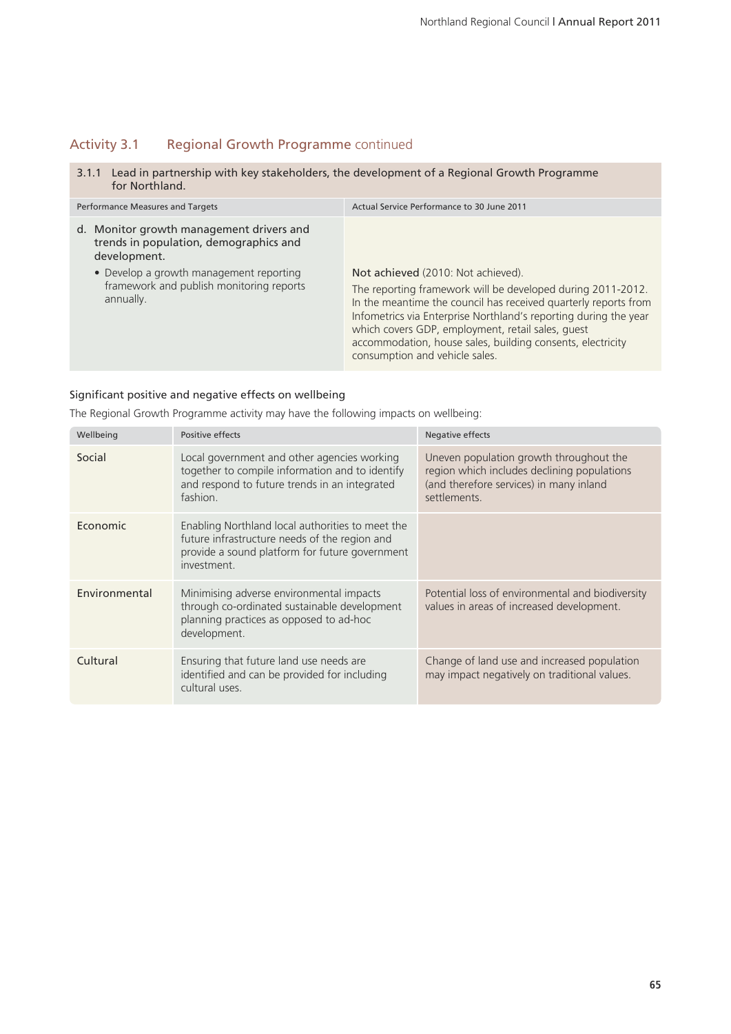## Activity 3.1 Regional Growth Programme continued

| 3.1.1 Lead in partnership with key stakeholders, the development of a Regional Growth Programme for Northland. | |
|---|---|
| **Performance Measures and Targets** | **Actual Service Performance to 30 June 2011** |
| d. Monitor growth management drivers and trends in population, demographics and development.<br>• Develop a growth management reporting framework and publish monitoring reports annually. | Not achieved (2010: Not achieved).<br>The reporting framework will be developed during 2011-2012. In the meantime the council has received quarterly reports from Infometrics via Enterprise Northland's reporting during the year which covers GDP, employment, retail sales, guest accommodation, house sales, building consents, electricity consumption and vehicle sales. |

### Significant positive and negative effects on wellbeing

The Regional Growth Programme activity may have the following impacts on wellbeing:

| Wellbeing | Positive effects | Negative effects |
|---|---|---|
| Social | Local government and other agencies working together to compile information and to identify and respond to future trends in an integrated fashion. | Uneven population growth throughout the region which includes declining populations (and therefore services) in many inland settlements. |
| Economic | Enabling Northland local authorities to meet the future infrastructure needs of the region and provide a sound platform for future government investment. | |
| Environmental | Minimising adverse environmental impacts through co-ordinated sustainable development planning practices as opposed to ad-hoc development. | Potential loss of environmental and biodiversity values in areas of increased development. |
| Cultural | Ensuring that future land use needs are identified and can be provided for including cultural uses. | Change of land use and increased population may impact negatively on traditional values. |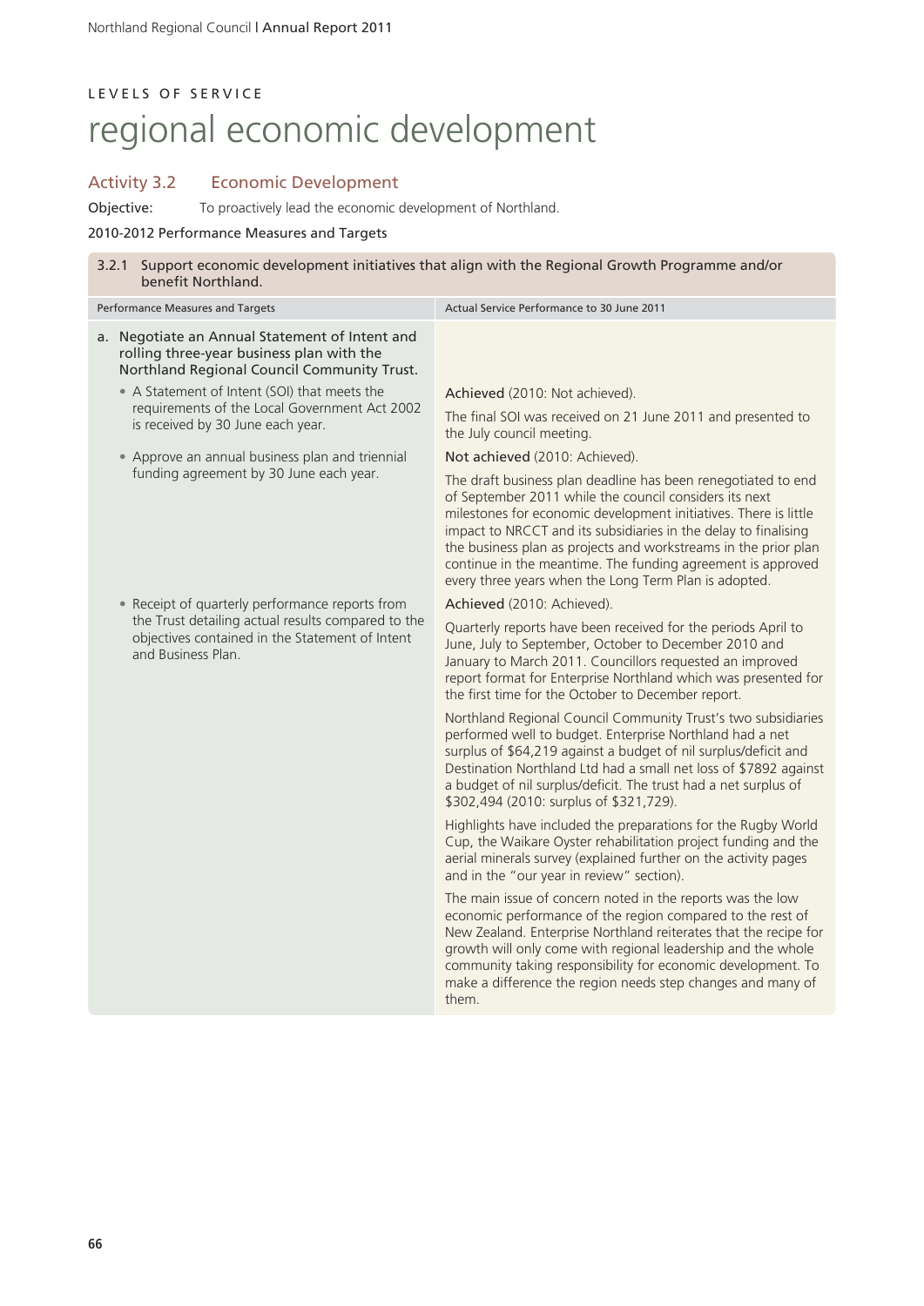LEVELS OF SERVICE

# regional economic development

## Activity 3.2 Economic Development

**Objective:** To proactively lead the economic development of Northland.

2010-2012 Performance Measures and Targets

| 3.2.1 Support economic development initiatives that align with the Regional Growth Programme and/or benefit Northland. | |
|---|---|
| **Performance Measures and Targets** | **Actual Service Performance to 30 June 2011** |
| a. Negotiate an Annual Statement of Intent and rolling three-year business plan with the Northland Regional Council Community Trust. | |
| • A Statement of Intent (SOI) that meets the requirements of the Local Government Act 2002 is received by 30 June each year. | Achieved (2010: Not achieved).<br><br>The final SOI was received on 21 June 2011 and presented to the July council meeting. |
| • Approve an annual business plan and triennial funding agreement by 30 June each year. | Not achieved (2010: Achieved).<br><br>The draft business plan deadline has been renegotiated to end of September 2011 while the council considers its next milestones for economic development initiatives. There is little impact to NRCCT and its subsidiaries in the delay to finalising the business plan as projects and workstreams in the prior plan continue in the meantime. The funding agreement is approved every three years when the Long Term Plan is adopted. |
| • Receipt of quarterly performance reports from the Trust detailing actual results compared to the objectives contained in the Statement of Intent and Business Plan. | Achieved (2010: Achieved).<br><br>Quarterly reports have been received for the periods April to June, July to September, October to December 2010 and January to March 2011. Councillors requested an improved report format for Enterprise Northland which was presented for the first time for the October to December report.<br><br>Northland Regional Council Community Trust's two subsidiaries performed well to budget. Enterprise Northland had a net surplus of $64,219 against a budget of nil surplus/deficit and Destination Northland Ltd had a small net loss of $7892 against a budget of nil surplus/deficit. The trust had a net surplus of $302,494 (2010: surplus of $321,729).<br><br>Highlights have included the preparations for the Rugby World Cup, the Waikare Oyster rehabilitation project funding and the aerial minerals survey (explained further on the activity pages and in the "our year in review" section).<br><br>The main issue of concern noted in the reports was the low economic performance of the region compared to the rest of New Zealand. Enterprise Northland reiterates that the recipe for growth will only come with regional leadership and the whole community taking responsibility for economic development. To make a difference the region needs step changes and many of them. |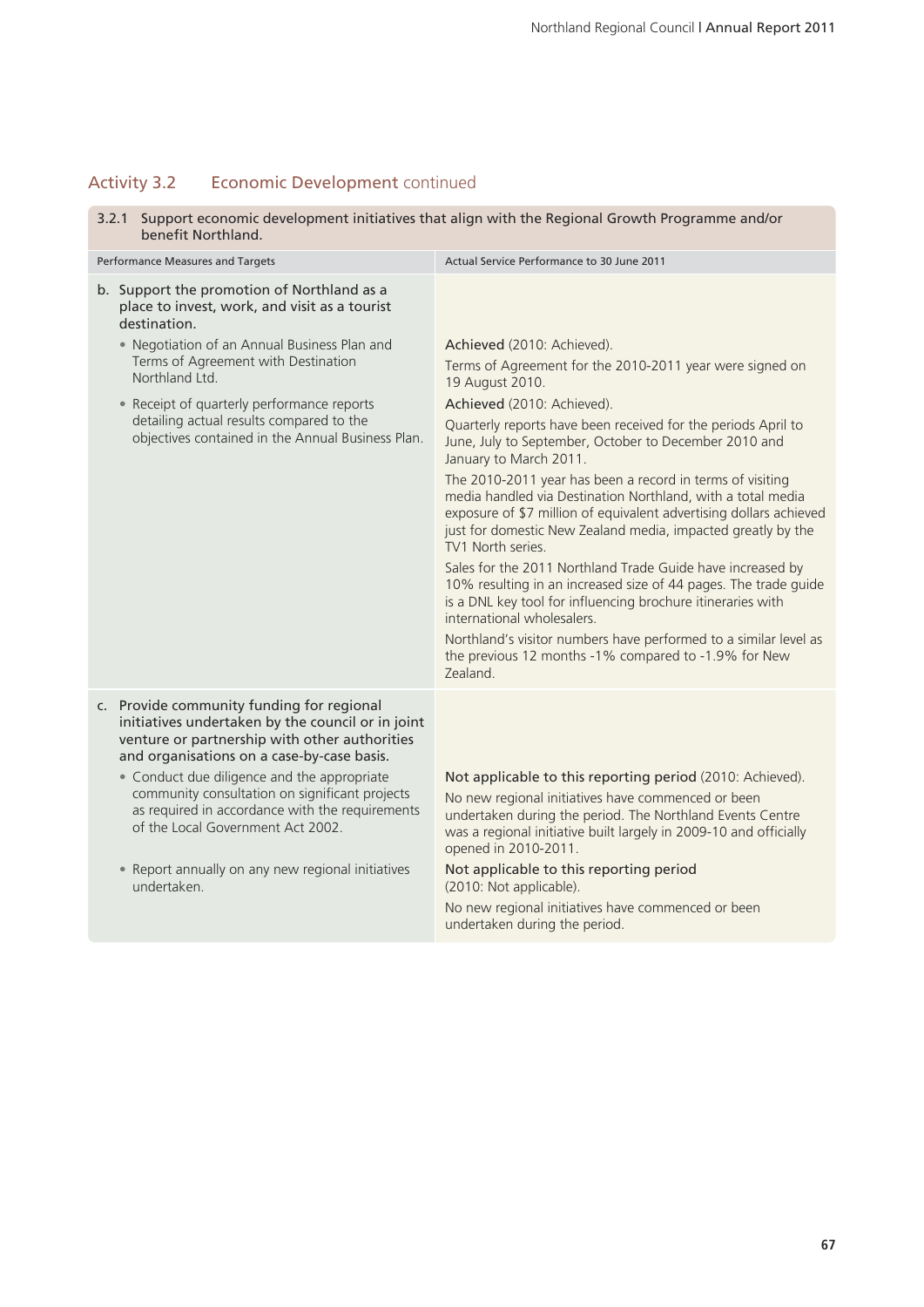## Activity 3.2 Economic Development continued

| 3.2.1 Support economic development initiatives that align with the Regional Growth Programme and/or benefit Northland. | |
|---|---|
| **Performance Measures and Targets** | **Actual Service Performance to 30 June 2011** |
| **b. Support the promotion of Northland as a place to invest, work, and visit as a tourist destination.** | |
| • Negotiation of an Annual Business Plan and Terms of Agreement with Destination Northland Ltd. | Achieved (2010: Achieved).<br>Terms of Agreement for the 2010-2011 year were signed on 19 August 2010. |
| • Receipt of quarterly performance reports detailing actual results compared to the objectives contained in the Annual Business Plan. | Achieved (2010: Achieved).<br>Quarterly reports have been received for the periods April to June, July to September, October to December 2010 and January to March 2011.<br>The 2010-2011 year has been a record in terms of visiting media handled via Destination Northland, with a total media exposure of $7 million of equivalent advertising dollars achieved just for domestic New Zealand media, impacted greatly by the TV1 North series.<br>Sales for the 2011 Northland Trade Guide have increased by 10% resulting in an increased size of 44 pages. The trade guide is a DNL key tool for influencing brochure itineraries with international wholesalers.<br>Northland's visitor numbers have performed to a similar level as the previous 12 months -1% compared to -1.9% for New Zealand. |
| **c. Provide community funding for regional initiatives undertaken by the council or in joint venture or partnership with other authorities and organisations on a case-by-case basis.** | |
| • Conduct due diligence and the appropriate community consultation on significant projects as required in accordance with the requirements of the Local Government Act 2002. | Not applicable to this reporting period (2010: Achieved).<br>No new regional initiatives have commenced or been undertaken during the period. The Northland Events Centre was a regional initiative built largely in 2009-10 and officially opened in 2010-2011. |
| • Report annually on any new regional initiatives undertaken. | Not applicable to this reporting period (2010: Not applicable).<br>No new regional initiatives have commenced or been undertaken during the period. |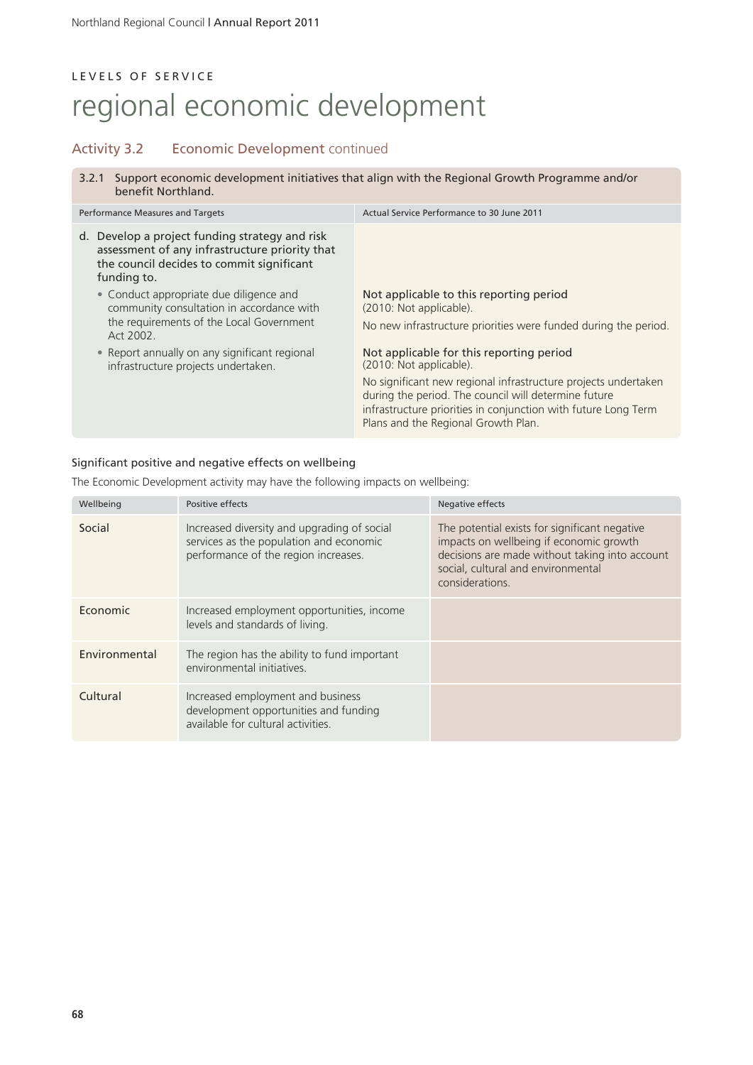LEVELS OF SERVICE

# regional economic development

## Activity 3.2 Economic Development continued

| 3.2.1 Support economic development initiatives that align with the Regional Growth Programme and/or benefit Northland. | |
|---|---|
| **Performance Measures and Targets** | **Actual Service Performance to 30 June 2011** |
| d. Develop a project funding strategy and risk assessment of any infrastructure priority that the council decides to commit significant funding to. | |
| • Conduct appropriate due diligence and community consultation in accordance with the requirements of the Local Government Act 2002. | Not applicable to this reporting period (2010: Not applicable).<br>No new infrastructure priorities were funded during the period. |
| • Report annually on any significant regional infrastructure projects undertaken. | Not applicable for this reporting period (2010: Not applicable).<br>No significant new regional infrastructure projects undertaken during the period. The council will determine future infrastructure priorities in conjunction with future Long Term Plans and the Regional Growth Plan. |

### Significant positive and negative effects on wellbeing

The Economic Development activity may have the following impacts on wellbeing:

| Wellbeing | Positive effects | Negative effects |
|---|---|---|
| Social | Increased diversity and upgrading of social services as the population and economic performance of the region increases. | The potential exists for significant negative impacts on wellbeing if economic growth decisions are made without taking into account social, cultural and environmental considerations. |
| Economic | Increased employment opportunities, income levels and standards of living. | |
| Environmental | The region has the ability to fund important environmental initiatives. | |
| Cultural | Increased employment and business development opportunities and funding available for cultural activities. | |